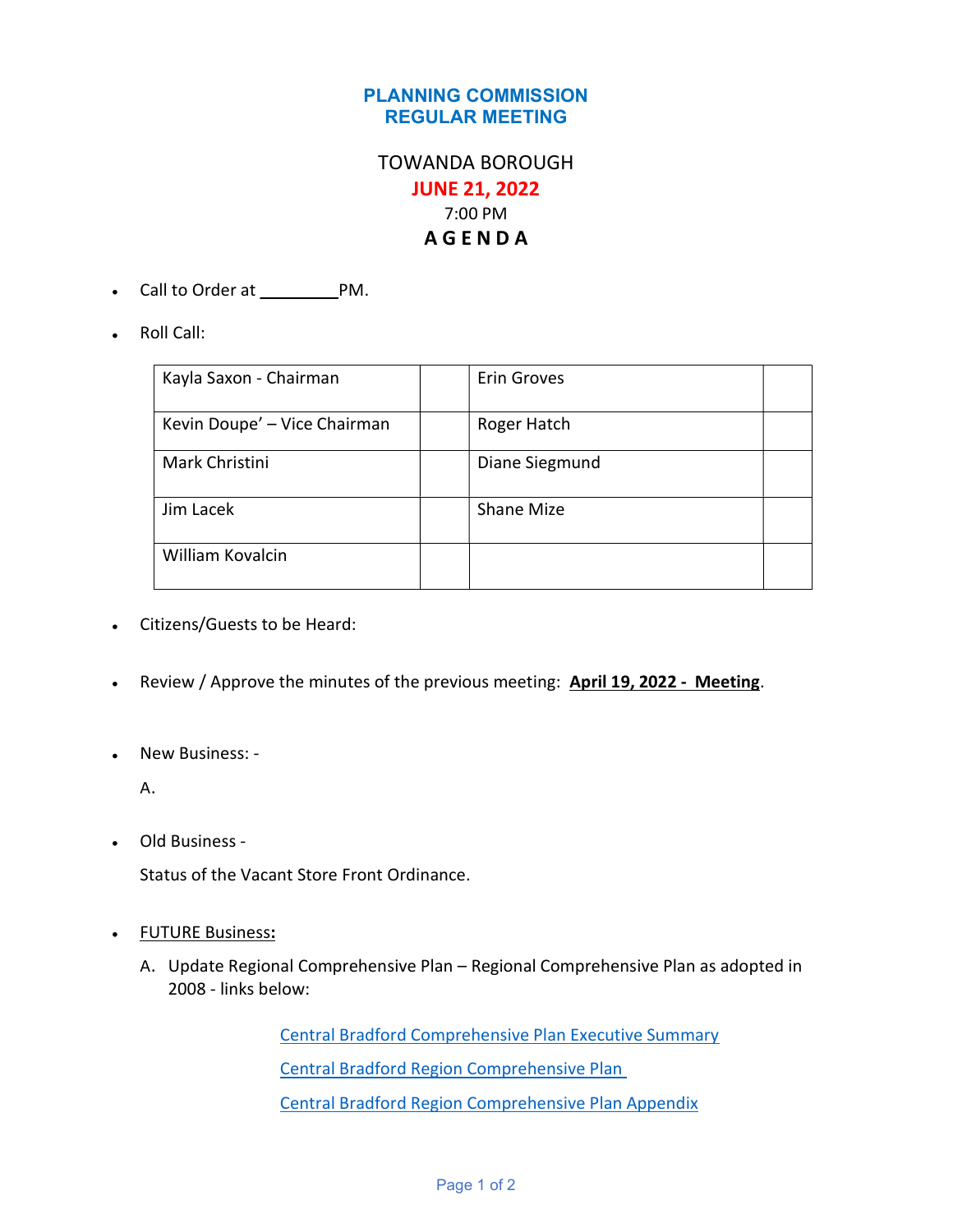# PLANNING COMMISSION
# REGULAR MEETING

TOWANDA BOROUGH

**JUNE 21, 2022**

7:00 PM

**A G E N D A**

- Call to Order at ________PM.
- Roll Call:

| Kayla Saxon - Chairman | | Erin Groves | |
|---|---|---|---|
| Kevin Doupe' – Vice Chairman | | Roger Hatch | |
| Mark Christini | | Diane Siegmund | |
| Jim Lacek | | Shane Mize | |
| William Kovalcin | | | |

- Citizens/Guests to be Heard:
- Review / Approve the minutes of the previous meeting: **April 19, 2022 - Meeting**.
- New Business: -

  A.

- Old Business -

  Status of the Vacant Store Front Ordinance.

- FUTURE Business**:**

  A. Update Regional Comprehensive Plan – Regional Comprehensive Plan as adopted in 2008 - links below:

  Central Bradford Comprehensive Plan Executive Summary

  Central Bradford Region Comprehensive Plan

  Central Bradford Region Comprehensive Plan Appendix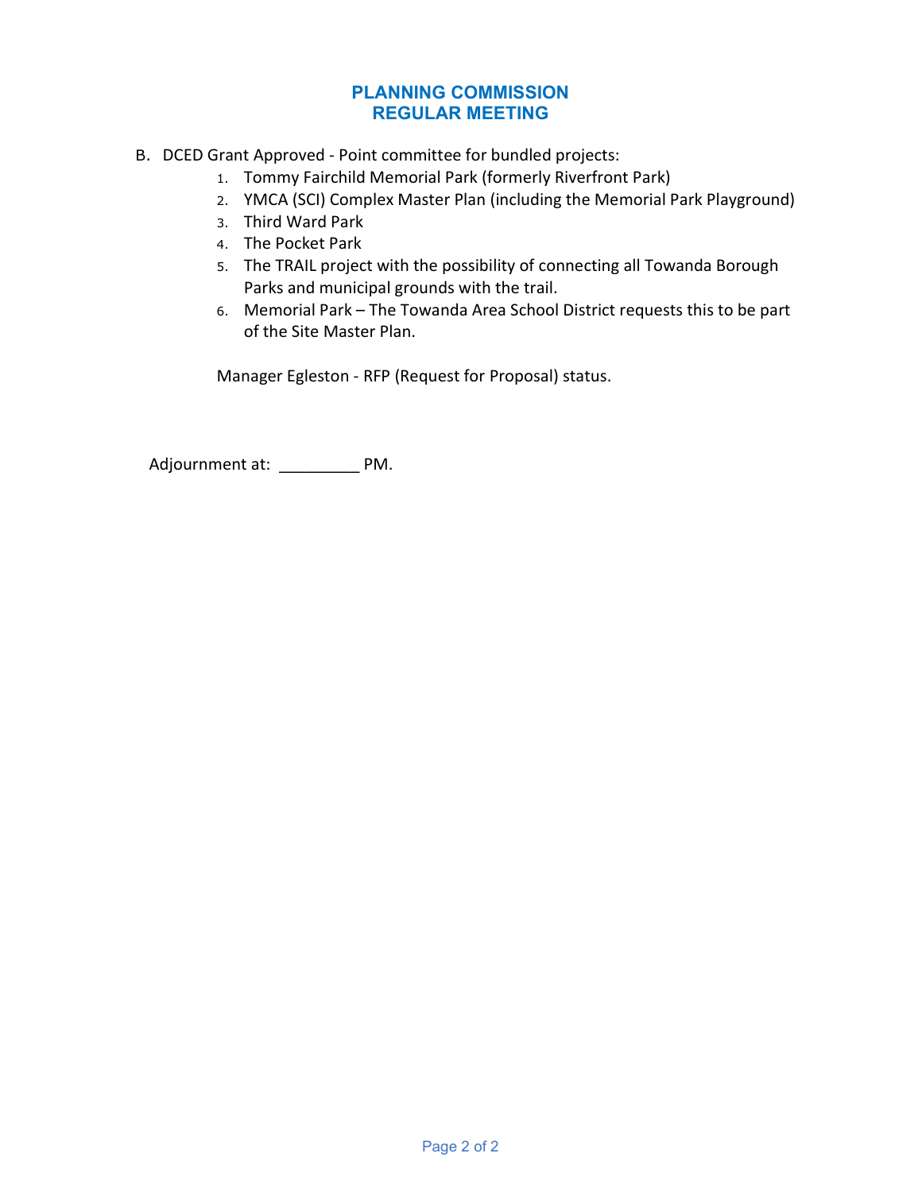# PLANNING COMMISSION
# REGULAR MEETING

B. DCED Grant Approved - Point committee for bundled projects:
   1. Tommy Fairchild Memorial Park (formerly Riverfront Park)
   2. YMCA (SCI) Complex Master Plan (including the Memorial Park Playground)
   3. Third Ward Park
   4. The Pocket Park
   5. The TRAIL project with the possibility of connecting all Towanda Borough Parks and municipal grounds with the trail.
   6. Memorial Park – The Towanda Area School District requests this to be part of the Site Master Plan.

   Manager Egleston - RFP (Request for Proposal) status.

Adjournment at: _________ PM.